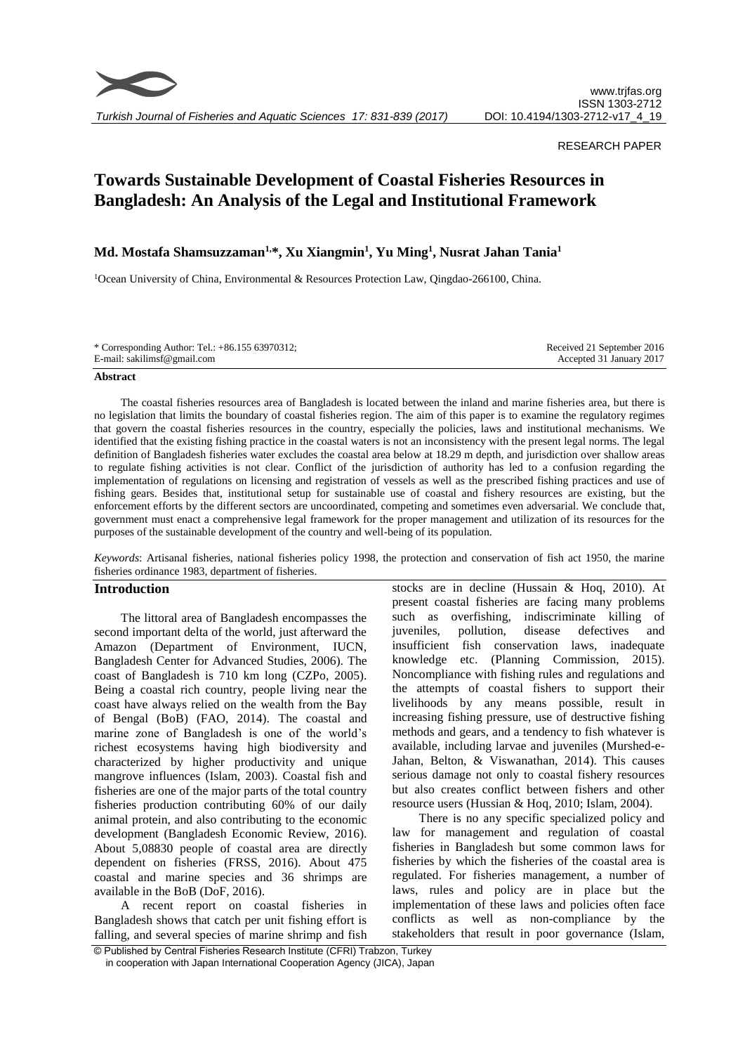RESEARCH PAPER

# Towards Sustainable Development of Coastal Fisheries Resources in Bangladesh: An Analysis of the Legal and Institutional Framework

**Md. Mostafa Shamsuzzaman[1,*], Xu Xiangmin[1], Yu Ming[1], Nusrat Jahan Tania[1]**

[1]Ocean University of China, Environmental & Resources Protection Law, Qingdao-266100, China.

\* Corresponding Author: Tel.: +86.155 63970312;
E-mail: sakilimsf@gmail.com

Received 21 September 2016
Accepted 31 January 2017

### Abstract

The coastal fisheries resources area of Bangladesh is located between the inland and marine fisheries area, but there is no legislation that limits the boundary of coastal fisheries region. The aim of this paper is to examine the regulatory regimes that govern the coastal fisheries resources in the country, especially the policies, laws and institutional mechanisms. We identified that the existing fishing practice in the coastal waters is not an inconsistency with the present legal norms. The legal definition of Bangladesh fisheries water excludes the coastal area below at 18.29 m depth, and jurisdiction over shallow areas to regulate fishing activities is not clear. Conflict of the jurisdiction of authority has led to a confusion regarding the implementation of regulations on licensing and registration of vessels as well as the prescribed fishing practices and use of fishing gears. Besides that, institutional setup for sustainable use of coastal and fishery resources are existing, but the enforcement efforts by the different sectors are uncoordinated, competing and sometimes even adversarial. We conclude that, government must enact a comprehensive legal framework for the proper management and utilization of its resources for the purposes of the sustainable development of the country and well-being of its population.

*Keywords*: Artisanal fisheries, national fisheries policy 1998, the protection and conservation of fish act 1950, the marine fisheries ordinance 1983, department of fisheries.

## Introduction

The littoral area of Bangladesh encompasses the second important delta of the world, just afterward the Amazon (Department of Environment, IUCN, Bangladesh Center for Advanced Studies, 2006). The coast of Bangladesh is 710 km long (CZPo, 2005). Being a coastal rich country, people living near the coast have always relied on the wealth from the Bay of Bengal (BoB) (FAO, 2014). The coastal and marine zone of Bangladesh is one of the world's richest ecosystems having high biodiversity and characterized by higher productivity and unique mangrove influences (Islam, 2003). Coastal fish and fisheries are one of the major parts of the total country fisheries production contributing 60% of our daily animal protein, and also contributing to the economic development (Bangladesh Economic Review, 2016). About 5,08830 people of coastal area are directly dependent on fisheries (FRSS, 2016). About 475 coastal and marine species and 36 shrimps are available in the BoB (DoF, 2016).

A recent report on coastal fisheries in Bangladesh shows that catch per unit fishing effort is falling, and several species of marine shrimp and fish stocks are in decline (Hussain & Hoq, 2010). At present coastal fisheries are facing many problems such as overfishing, indiscriminate killing of juveniles, pollution, disease defectives and insufficient fish conservation laws, inadequate knowledge etc. (Planning Commission, 2015). Noncompliance with fishing rules and regulations and the attempts of coastal fishers to support their livelihoods by any means possible, result in increasing fishing pressure, use of destructive fishing methods and gears, and a tendency to fish whatever is available, including larvae and juveniles (Murshed-e-Jahan, Belton, & Viswanathan, 2014). This causes serious damage not only to coastal fishery resources but also creates conflict between fishers and other resource users (Hussian & Hoq, 2010; Islam, 2004).

There is no any specific specialized policy and law for management and regulation of coastal fisheries in Bangladesh but some common laws for fisheries by which the fisheries of the coastal area is regulated. For fisheries management, a number of laws, rules and policy are in place but the implementation of these laws and policies often face conflicts as well as non-compliance by the stakeholders that result in poor governance (Islam,

© Published by Central Fisheries Research Institute (CFRI) Trabzon, Turkey in cooperation with Japan International Cooperation Agency (JICA), Japan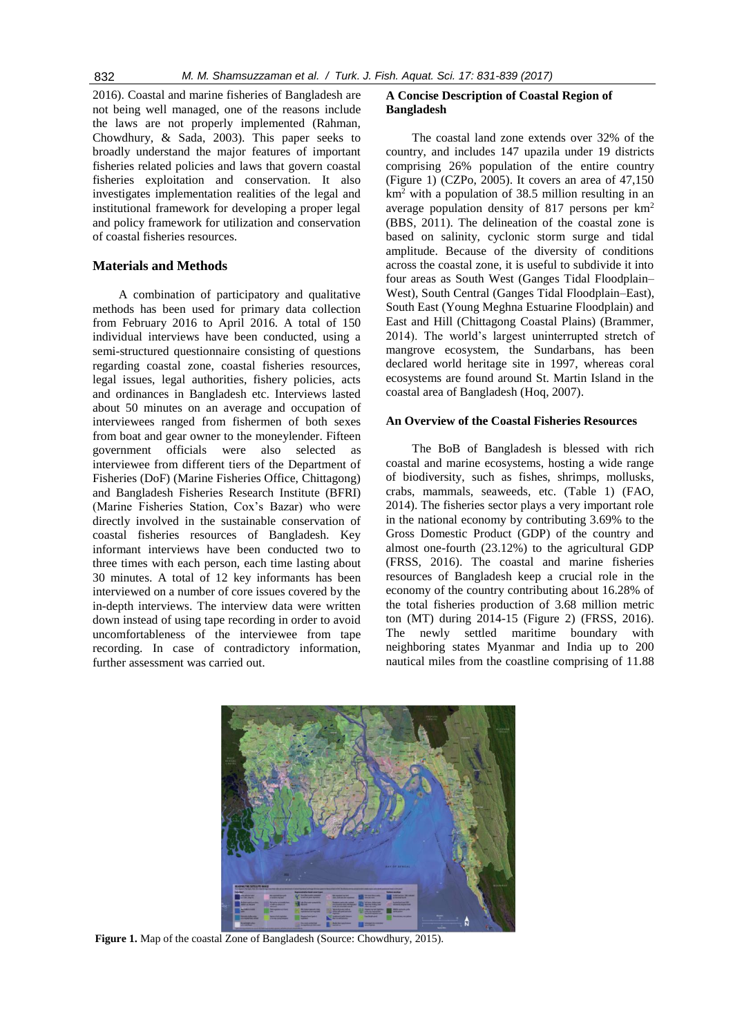2016). Coastal and marine fisheries of Bangladesh are not being well managed, one of the reasons include the laws are not properly implemented (Rahman, Chowdhury, & Sada, 2003). This paper seeks to broadly understand the major features of important fisheries related policies and laws that govern coastal fisheries exploitation and conservation. It also investigates implementation realities of the legal and institutional framework for developing a proper legal and policy framework for utilization and conservation of coastal fisheries resources.

## Materials and Methods

A combination of participatory and qualitative methods has been used for primary data collection from February 2016 to April 2016. A total of 150 individual interviews have been conducted, using a semi-structured questionnaire consisting of questions regarding coastal zone, coastal fisheries resources, legal issues, legal authorities, fishery policies, acts and ordinances in Bangladesh etc. Interviews lasted about 50 minutes on an average and occupation of interviewees ranged from fishermen of both sexes from boat and gear owner to the moneylender. Fifteen government officials were also selected as interviewee from different tiers of the Department of Fisheries (DoF) (Marine Fisheries Office, Chittagong) and Bangladesh Fisheries Research Institute (BFRI) (Marine Fisheries Station, Cox's Bazar) who were directly involved in the sustainable conservation of coastal fisheries resources of Bangladesh. Key informant interviews have been conducted two to three times with each person, each time lasting about 30 minutes. A total of 12 key informants has been interviewed on a number of core issues covered by the in-depth interviews. The interview data were written down instead of using tape recording in order to avoid uncomfortableness of the interviewee from tape recording. In case of contradictory information, further assessment was carried out.

### A Concise Description of Coastal Region of Bangladesh

The coastal land zone extends over 32% of the country, and includes 147 upazila under 19 districts comprising 26% population of the entire country (Figure 1) (CZPo, 2005). It covers an area of 47,150 km$^2$ with a population of 38.5 million resulting in an average population density of 817 persons per km$^2$ (BBS, 2011). The delineation of the coastal zone is based on salinity, cyclonic storm surge and tidal amplitude. Because of the diversity of conditions across the coastal zone, it is useful to subdivide it into four areas as South West (Ganges Tidal Floodplain–West), South Central (Ganges Tidal Floodplain–East), South East (Young Meghna Estuarine Floodplain) and East and Hill (Chittagong Coastal Plains) (Brammer, 2014). The world's largest uninterrupted stretch of mangrove ecosystem, the Sundarbans, has been declared world heritage site in 1997, whereas coral ecosystems are found around St. Martin Island in the coastal area of Bangladesh (Hoq, 2007).

### An Overview of the Coastal Fisheries Resources

The BoB of Bangladesh is blessed with rich coastal and marine ecosystems, hosting a wide range of biodiversity, such as fishes, shrimps, mollusks, crabs, mammals, seaweeds, etc. (Table 1) (FAO, 2014). The fisheries sector plays a very important role in the national economy by contributing 3.69% to the Gross Domestic Product (GDP) of the country and almost one-fourth (23.12%) to the agricultural GDP (FRSS, 2016). The coastal and marine fisheries resources of Bangladesh keep a crucial role in the economy of the country contributing about 16.28% of the total fisheries production of 3.68 million metric ton (MT) during 2014-15 (Figure 2) (FRSS, 2016). The newly settled maritime boundary with neighboring states Myanmar and India up to 200 nautical miles from the coastline comprising of 11.88

**Figure 1.** Map of the coastal Zone of Bangladesh (Source: Chowdhury, 2015).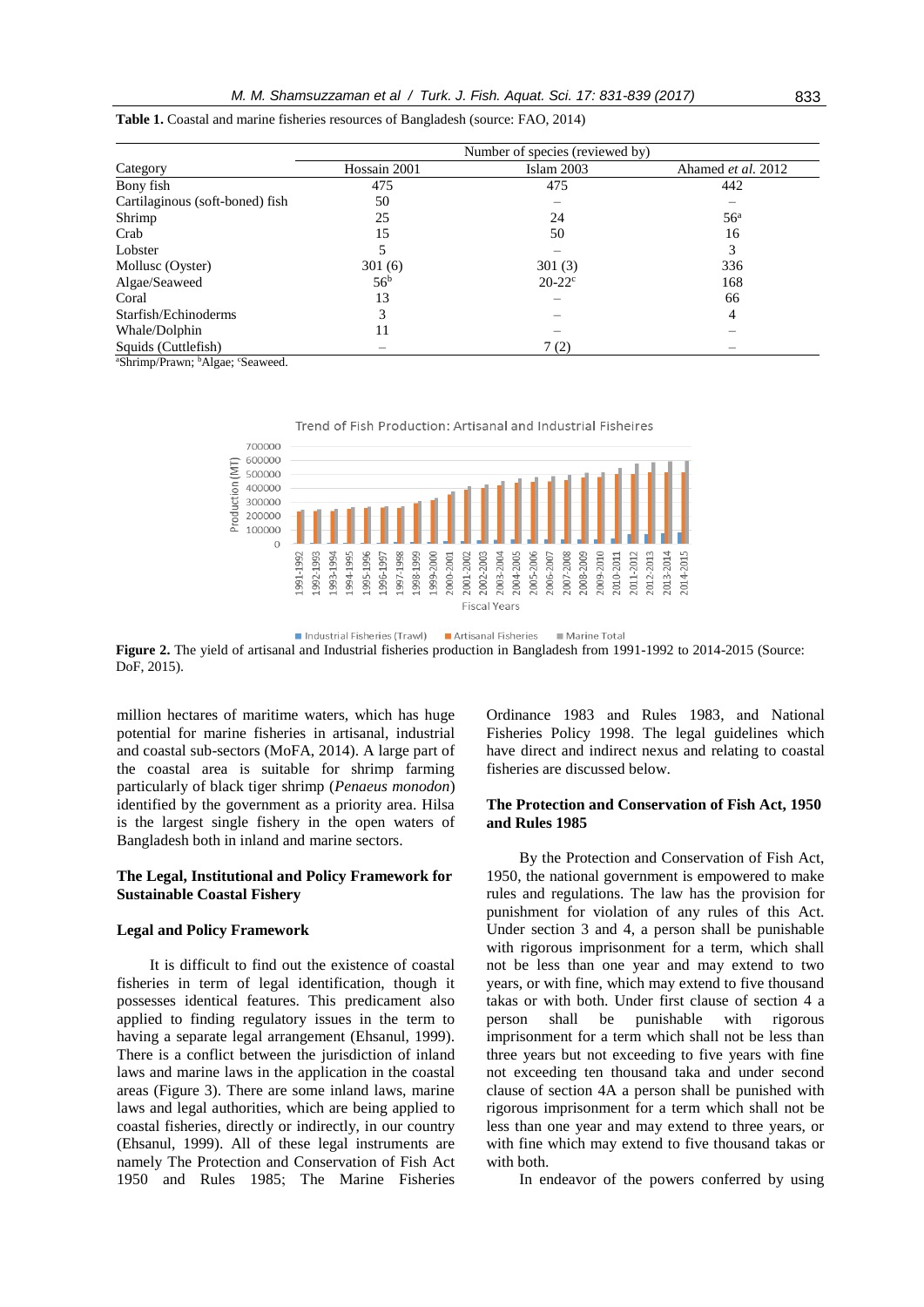**Table 1.** Coastal and marine fisheries resources of Bangladesh (source: FAO, 2014)

| Category | Number of species (reviewed by) | | |
|---|---|---|---|
| | Hossain 2001 | Islam 2003 | Ahamed *et al.* 2012 |
| Bony fish | 475 | 475 | 442 |
| Cartilaginous (soft-boned) fish | 50 | – | – |
| Shrimp | 25 | 24 | 56[a] |
| Crab | 15 | 50 | 16 |
| Lobster | 5 | – | 3 |
| Mollusc (Oyster) | 301 (6) | 301 (3) | 336 |
| Algae/Seaweed | 56[b] | 20-22[c] | 168 |
| Coral | 13 | – | 66 |
| Starfish/Echinoderms | 3 | – | 4 |
| Whale/Dolphin | 11 | – | – |
| Squids (Cuttlefish) | – | 7 (2) | – |

[a]Shrimp/Prawn; [b]Algae; [c]Seaweed.

**Figure 2.** The yield of artisanal and Industrial fisheries production in Bangladesh from 1991-1992 to 2014-2015 (Source: DoF, 2015).

million hectares of maritime waters, which has huge potential for marine fisheries in artisanal, industrial and coastal sub-sectors (MoFA, 2014). A large part of the coastal area is suitable for shrimp farming particularly of black tiger shrimp (*Penaeus monodon*) identified by the government as a priority area. Hilsa is the largest single fishery in the open waters of Bangladesh both in inland and marine sectors.

## The Legal, Institutional and Policy Framework for Sustainable Coastal Fishery

### Legal and Policy Framework

It is difficult to find out the existence of coastal fisheries in term of legal identification, though it possesses identical features. This predicament also applied to finding regulatory issues in the term to having a separate legal arrangement (Ehsanul, 1999). There is a conflict between the jurisdiction of inland laws and marine laws in the application in the coastal areas (Figure 3). There are some inland laws, marine laws and legal authorities, which are being applied to coastal fisheries, directly or indirectly, in our country (Ehsanul, 1999). All of these legal instruments are namely The Protection and Conservation of Fish Act 1950 and Rules 1985; The Marine Fisheries Ordinance 1983 and Rules 1983, and National Fisheries Policy 1998. The legal guidelines which have direct and indirect nexus and relating to coastal fisheries are discussed below.

### The Protection and Conservation of Fish Act, 1950 and Rules 1985

By the Protection and Conservation of Fish Act, 1950, the national government is empowered to make rules and regulations. The law has the provision for punishment for violation of any rules of this Act. Under section 3 and 4, a person shall be punishable with rigorous imprisonment for a term, which shall not be less than one year and may extend to two years, or with fine, which may extend to five thousand takas or with both. Under first clause of section 4 a person shall be punishable with rigorous imprisonment for a term which shall not be less than three years but not exceeding to five years with fine not exceeding ten thousand taka and under second clause of section 4A a person shall be punished with rigorous imprisonment for a term which shall not be less than one year and may extend to three years, or with fine which may extend to five thousand takas or with both.

In endeavor of the powers conferred by using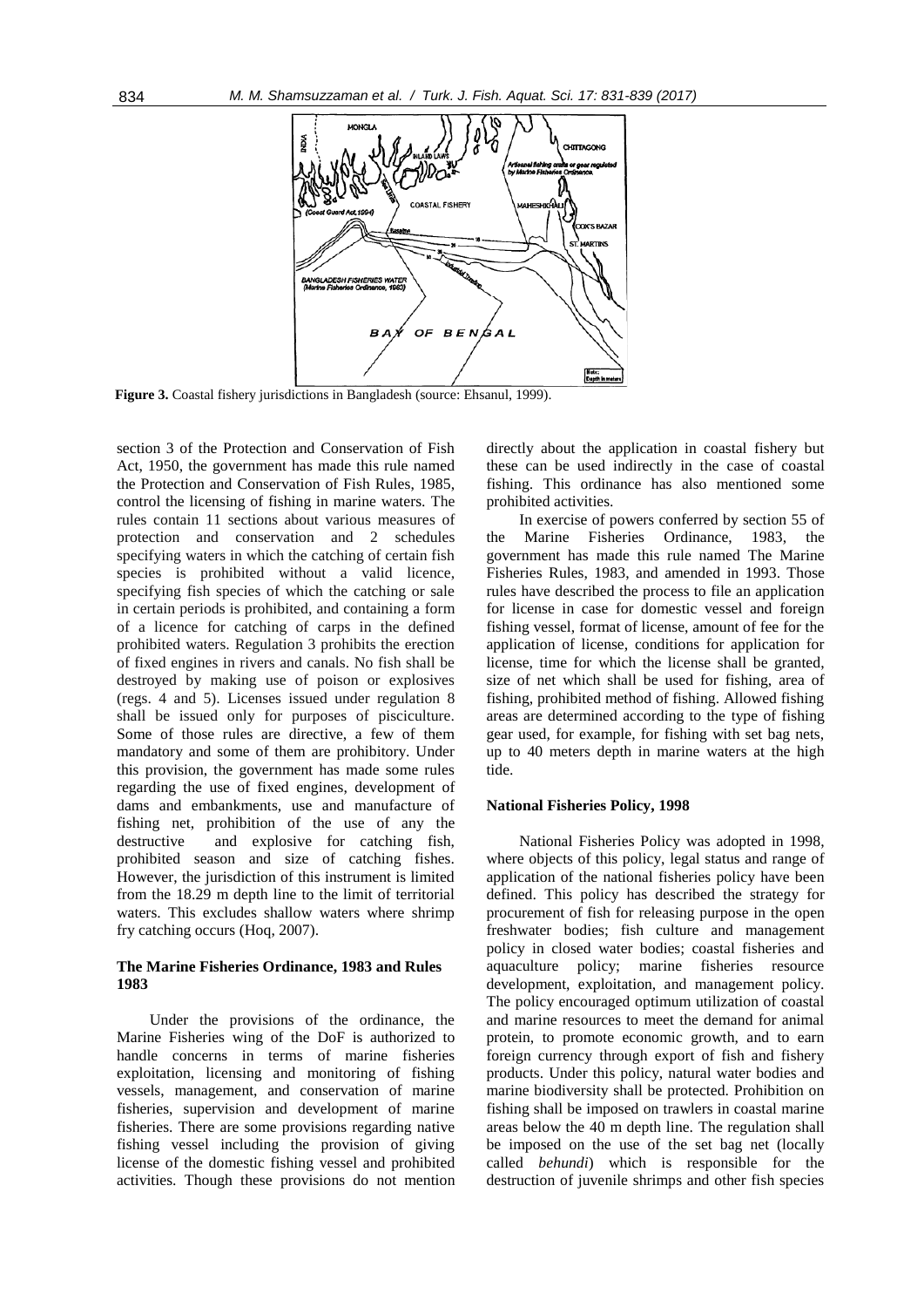Figure 3. Coastal fishery jurisdictions in Bangladesh (source: Ehsanul, 1999).

section 3 of the Protection and Conservation of Fish Act, 1950, the government has made this rule named the Protection and Conservation of Fish Rules, 1985, control the licensing of fishing in marine waters. The rules contain 11 sections about various measures of protection and conservation and 2 schedules specifying waters in which the catching of certain fish species is prohibited without a valid licence, specifying fish species of which the catching or sale in certain periods is prohibited, and containing a form of a licence for catching of carps in the defined prohibited waters. Regulation 3 prohibits the erection of fixed engines in rivers and canals. No fish shall be destroyed by making use of poison or explosives (regs. 4 and 5). Licenses issued under regulation 8 shall be issued only for purposes of pisciculture. Some of those rules are directive, a few of them mandatory and some of them are prohibitory. Under this provision, the government has made some rules regarding the use of fixed engines, development of dams and embankments, use and manufacture of fishing net, prohibition of the use of any the destructive and explosive for catching fish, prohibited season and size of catching fishes. However, the jurisdiction of this instrument is limited from the 18.29 m depth line to the limit of territorial waters. This excludes shallow waters where shrimp fry catching occurs (Hoq, 2007).

### The Marine Fisheries Ordinance, 1983 and Rules 1983

Under the provisions of the ordinance, the Marine Fisheries wing of the DoF is authorized to handle concerns in terms of marine fisheries exploitation, licensing and monitoring of fishing vessels, management, and conservation of marine fisheries, supervision and development of marine fisheries. There are some provisions regarding native fishing vessel including the provision of giving license of the domestic fishing vessel and prohibited activities. Though these provisions do not mention directly about the application in coastal fishery but these can be used indirectly in the case of coastal fishing. This ordinance has also mentioned some prohibited activities.

In exercise of powers conferred by section 55 of the Marine Fisheries Ordinance, 1983, the government has made this rule named The Marine Fisheries Rules, 1983, and amended in 1993. Those rules have described the process to file an application for license in case for domestic vessel and foreign fishing vessel, format of license, amount of fee for the application of license, conditions for application for license, time for which the license shall be granted, size of net which shall be used for fishing, area of fishing, prohibited method of fishing. Allowed fishing areas are determined according to the type of fishing gear used, for example, for fishing with set bag nets, up to 40 meters depth in marine waters at the high tide.

### National Fisheries Policy, 1998

National Fisheries Policy was adopted in 1998, where objects of this policy, legal status and range of application of the national fisheries policy have been defined. This policy has described the strategy for procurement of fish for releasing purpose in the open freshwater bodies; fish culture and management policy in closed water bodies; coastal fisheries and aquaculture policy; marine fisheries resource development, exploitation, and management policy. The policy encouraged optimum utilization of coastal and marine resources to meet the demand for animal protein, to promote economic growth, and to earn foreign currency through export of fish and fishery products. Under this policy, natural water bodies and marine biodiversity shall be protected. Prohibition on fishing shall be imposed on trawlers in coastal marine areas below the 40 m depth line. The regulation shall be imposed on the use of the set bag net (locally called *behundi*) which is responsible for the destruction of juvenile shrimps and other fish species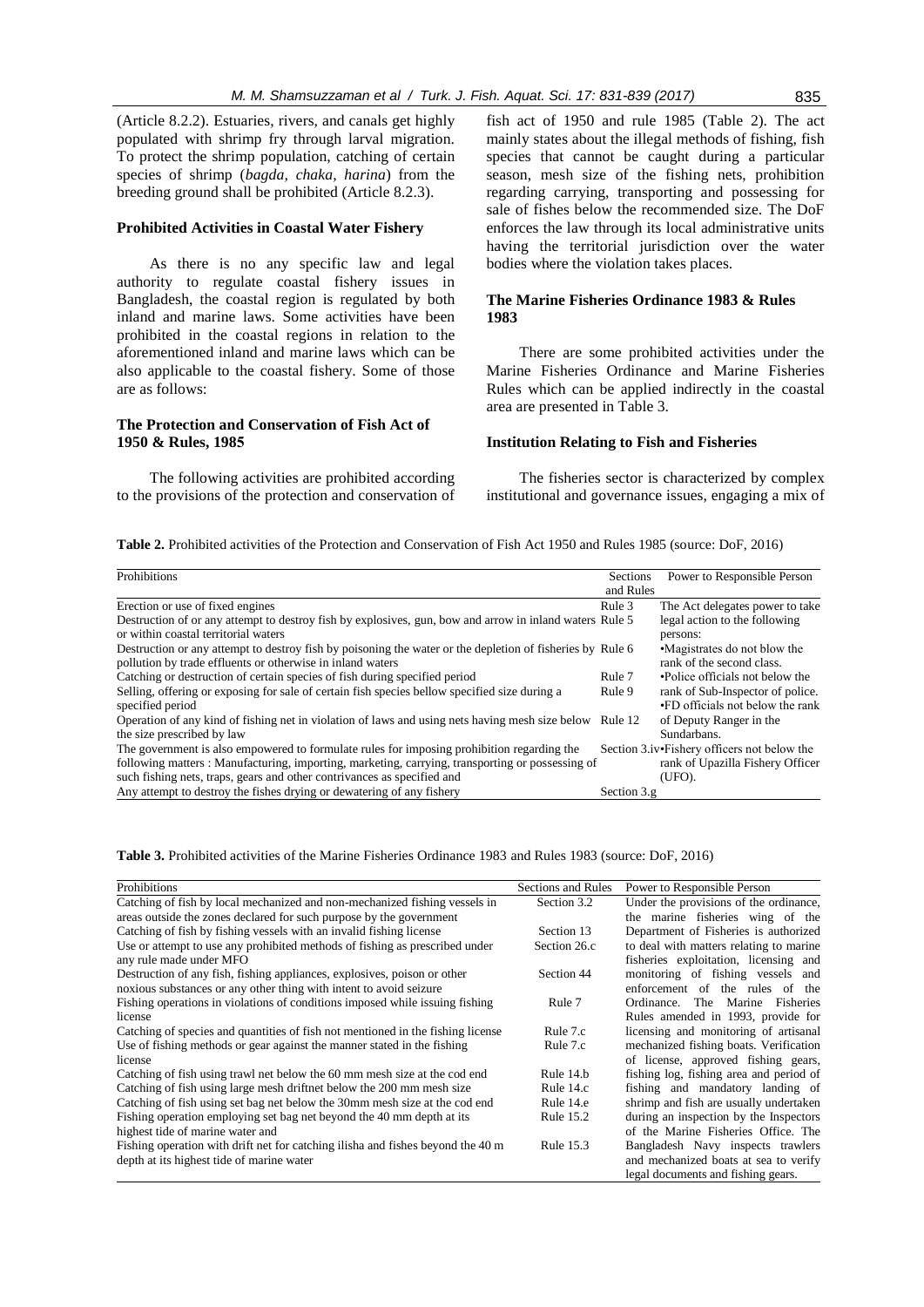(Article 8.2.2). Estuaries, rivers, and canals get highly populated with shrimp fry through larval migration. To protect the shrimp population, catching of certain species of shrimp (*bagda, chaka, harina*) from the breeding ground shall be prohibited (Article 8.2.3).

#### Prohibited Activities in Coastal Water Fishery

As there is no any specific law and legal authority to regulate coastal fishery issues in Bangladesh, the coastal region is regulated by both inland and marine laws. Some activities have been prohibited in the coastal regions in relation to the aforementioned inland and marine laws which can be also applicable to the coastal fishery. Some of those are as follows:

#### The Protection and Conservation of Fish Act of 1950 & Rules, 1985

The following activities are prohibited according to the provisions of the protection and conservation of fish act of 1950 and rule 1985 (Table 2). The act mainly states about the illegal methods of fishing, fish species that cannot be caught during a particular season, mesh size of the fishing nets, prohibition regarding carrying, transporting and possessing for sale of fishes below the recommended size. The DoF enforces the law through its local administrative units having the territorial jurisdiction over the water bodies where the violation takes places.

#### The Marine Fisheries Ordinance 1983 & Rules 1983

There are some prohibited activities under the Marine Fisheries Ordinance and Marine Fisheries Rules which can be applied indirectly in the coastal area are presented in Table 3.

#### Institution Relating to Fish and Fisheries

The fisheries sector is characterized by complex institutional and governance issues, engaging a mix of

**Table 2.** Prohibited activities of the Protection and Conservation of Fish Act 1950 and Rules 1985 (source: DoF, 2016)

| Prohibitions | Sections and Rules | Power to Responsible Person |
|---|---|---|
| Erection or use of fixed engines | Rule 3 | The Act delegates power to take legal action to the following persons: |
| Destruction of or any attempt to destroy fish by explosives, gun, bow and arrow in inland waters or within coastal territorial waters | Rule 5 | •Magistrates do not blow the rank of the second class. |
| Destruction or any attempt to destroy fish by poisoning the water or the depletion of fisheries by pollution by trade effluents or otherwise in inland waters | Rule 6 | •Police officials not below the rank of Sub-Inspector of police. |
| Catching or destruction of certain species of fish during specified period | Rule 7 | •FD officials not below the rank of Deputy Ranger in the Sundarbans. |
| Selling, offering or exposing for sale of certain fish species bellow specified size during a specified period | Rule 9 | |
| Operation of any kind of fishing net in violation of laws and using nets having mesh size below the size prescribed by law | Rule 12 | |
| The government is also empowered to formulate rules for imposing prohibition regarding the following matters : Manufacturing, importing, marketing, carrying, transporting or possessing of such fishing nets, traps, gears and other contrivances as specified and | Section 3.iv | •Fishery officers not below the rank of Upazilla Fishery Officer (UFO). |
| Any attempt to destroy the fishes drying or dewatering of any fishery | Section 3.g | |

**Table 3.** Prohibited activities of the Marine Fisheries Ordinance 1983 and Rules 1983 (source: DoF, 2016)

| Prohibitions | Sections and Rules | Power to Responsible Person |
|---|---|---|
| Catching of fish by local mechanized and non-mechanized fishing vessels in areas outside the zones declared for such purpose by the government | Section 3.2 | Under the provisions of the ordinance, the marine fisheries wing of the Department of Fisheries is authorized to deal with matters relating to marine fisheries exploitation, licensing and monitoring of fishing vessels and enforcement of the rules of the Ordinance. The Marine Fisheries Rules amended in 1993, provide for licensing and monitoring of artisanal mechanized fishing boats. Verification of license, approved fishing gears, fishing log, fishing area and period of fishing and mandatory landing of shrimp and fish are usually undertaken during an inspection by the Inspectors of the Marine Fisheries Office. The Bangladesh Navy inspects trawlers and mechanized boats at sea to verify legal documents and fishing gears. |
| Catching of fish by fishing vessels with an invalid fishing license | Section 13 | |
| Use or attempt to use any prohibited methods of fishing as prescribed under any rule made under MFO | Section 26.c | |
| Destruction of any fish, fishing appliances, explosives, poison or other noxious substances or any other thing with intent to avoid seizure | Section 44 | |
| Fishing operations in violations of conditions imposed while issuing fishing license | Rule 7 | |
| Catching of species and quantities of fish not mentioned in the fishing license | Rule 7.c | |
| Use of fishing methods or gear against the manner stated in the fishing license | Rule 7.c | |
| Catching of fish using trawl net below the 60 mm mesh size at the cod end | Rule 14.b | |
| Catching of fish using large mesh driftnet below the 200 mm mesh size | Rule 14.c | |
| Catching of fish using set bag net below the 30mm mesh size at the cod end | Rule 14.e | |
| Fishing operation employing set bag net beyond the 40 m depth at its highest tide of marine water and | Rule 15.2 | |
| Fishing operation with drift net for catching ilisha and fishes beyond the 40 m depth at its highest tide of marine water | Rule 15.3 | |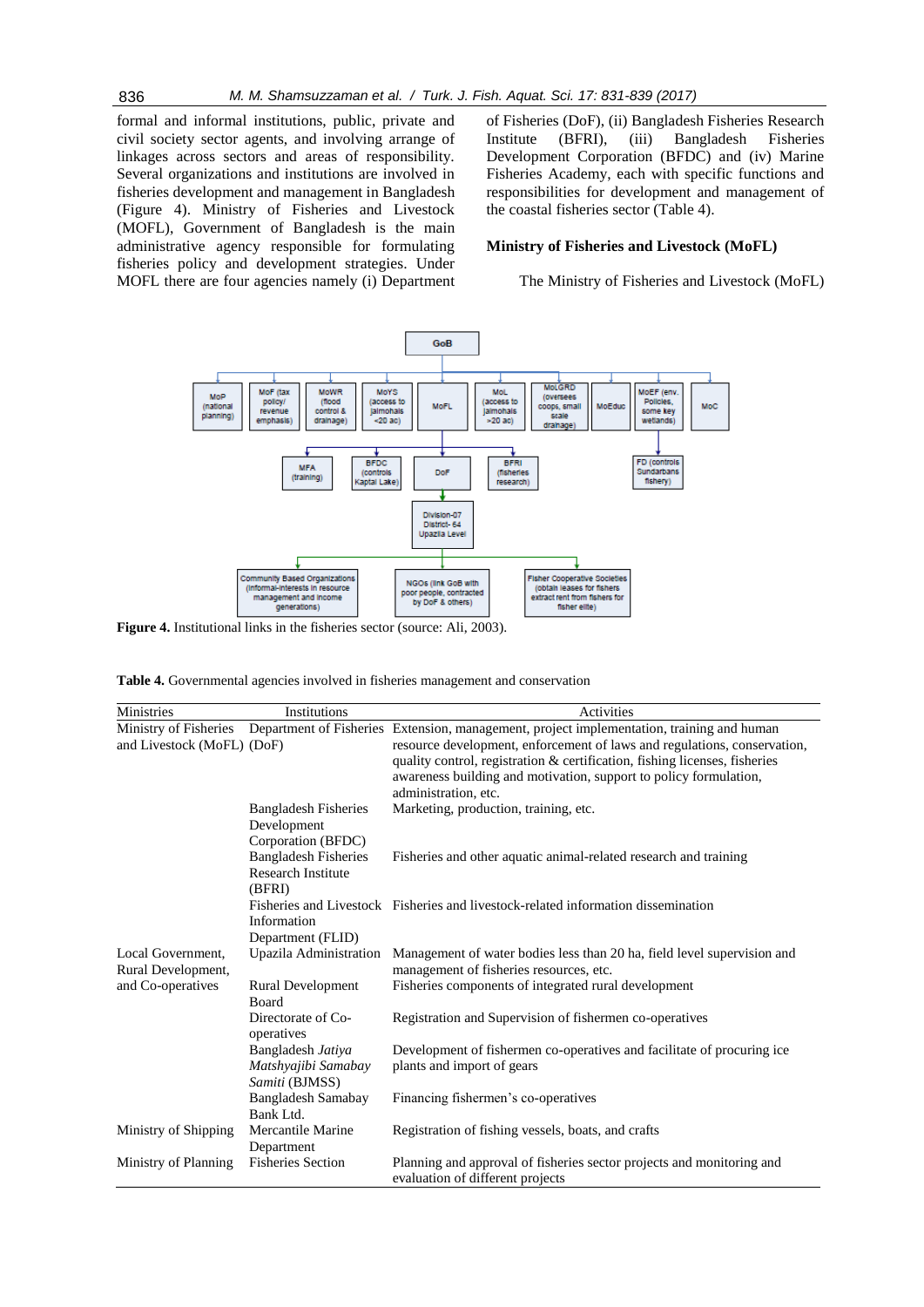formal and informal institutions, public, private and civil society sector agents, and involving arrange of linkages across sectors and areas of responsibility. Several organizations and institutions are involved in fisheries development and management in Bangladesh (Figure 4). Ministry of Fisheries and Livestock (MOFL), Government of Bangladesh is the main administrative agency responsible for formulating fisheries policy and development strategies. Under MOFL there are four agencies namely (i) Department of Fisheries (DoF), (ii) Bangladesh Fisheries Research Institute (BFRI), (iii) Bangladesh Fisheries Development Corporation (BFDC) and (iv) Marine Fisheries Academy, each with specific functions and responsibilities for development and management of the coastal fisheries sector (Table 4).

### Ministry of Fisheries and Livestock (MoFL)

The Ministry of Fisheries and Livestock (MoFL)

**Figure 4.** Institutional links in the fisheries sector (source: Ali, 2003).

**Table 4.** Governmental agencies involved in fisheries management and conservation

| Ministries | Institutions | Activities |
|---|---|---|
| Ministry of Fisheries and Livestock (MoFL) | Department of Fisheries (DoF) | Extension, management, project implementation, training and human resource development, enforcement of laws and regulations, conservation, quality control, registration & certification, fishing licenses, fisheries awareness building and motivation, support to policy formulation, administration, etc. |
| | Bangladesh Fisheries Development Corporation (BFDC) | Marketing, production, training, etc. |
| | Bangladesh Fisheries Research Institute (BFRI) | Fisheries and other aquatic animal-related research and training |
| | Fisheries and Livestock Information Department (FLID) | Fisheries and livestock-related information dissemination |
| Local Government, Rural Development, and Co-operatives | Upazila Administration | Management of water bodies less than 20 ha, field level supervision and management of fisheries resources, etc. |
| | Rural Development Board | Fisheries components of integrated rural development |
| | Directorate of Co-operatives | Registration and Supervision of fishermen co-operatives |
| | Bangladesh *Jatiya Matshyajibi Samabay Samiti* (BJMSS) | Development of fishermen co-operatives and facilitate of procuring ice plants and import of gears |
| | Bangladesh Samabay Bank Ltd. | Financing fishermen's co-operatives |
| Ministry of Shipping | Mercantile Marine Department | Registration of fishing vessels, boats, and crafts |
| Ministry of Planning | Fisheries Section | Planning and approval of fisheries sector projects and monitoring and evaluation of different projects |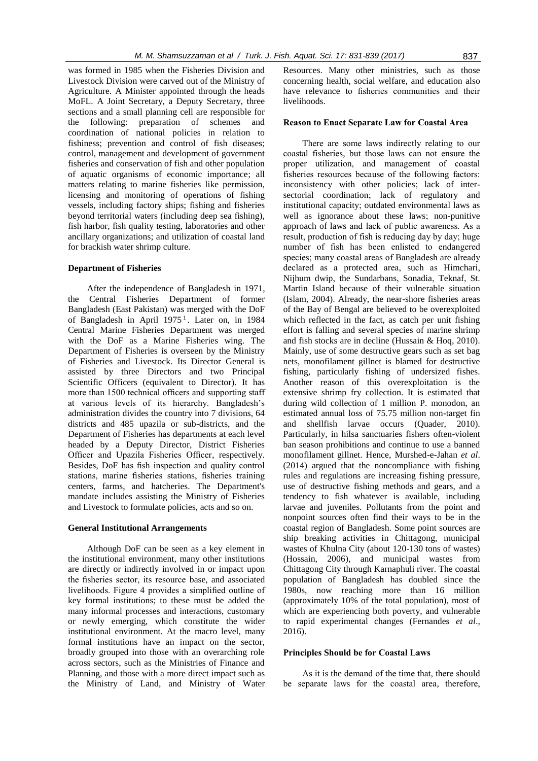was formed in 1985 when the Fisheries Division and Livestock Division were carved out of the Ministry of Agriculture. A Minister appointed through the heads MoFL. A Joint Secretary, a Deputy Secretary, three sections and a small planning cell are responsible for the following: preparation of schemes and coordination of national policies in relation to fishiness; prevention and control of fish diseases; control, management and development of government fisheries and conservation of fish and other population of aquatic organisms of economic importance; all matters relating to marine fisheries like permission, licensing and monitoring of operations of fishing vessels, including factory ships; fishing and fisheries beyond territorial waters (including deep sea fishing), fish harbor, fish quality testing, laboratories and other ancillary organizations; and utilization of coastal land for brackish water shrimp culture.

### Department of Fisheries

After the independence of Bangladesh in 1971, the Central Fisheries Department of former Bangladesh (East Pakistan) was merged with the DoF of Bangladesh in April 1975[1]. Later on, in 1984 Central Marine Fisheries Department was merged with the DoF as a Marine Fisheries wing. The Department of Fisheries is overseen by the Ministry of Fisheries and Livestock. Its Director General is assisted by three Directors and two Principal Scientific Officers (equivalent to Director). It has more than 1500 technical officers and supporting staff at various levels of its hierarchy. Bangladesh's administration divides the country into 7 divisions, 64 districts and 485 upazila or sub-districts, and the Department of Fisheries has departments at each level headed by a Deputy Director, District Fisheries Officer and Upazila Fisheries Officer, respectively. Besides, DoF has fish inspection and quality control stations, marine fisheries stations, fisheries training centers, farms, and hatcheries. The Department's mandate includes assisting the Ministry of Fisheries and Livestock to formulate policies, acts and so on.

### General Institutional Arrangements

Although DoF can be seen as a key element in the institutional environment, many other institutions are directly or indirectly involved in or impact upon the fisheries sector, its resource base, and associated livelihoods. Figure 4 provides a simplified outline of key formal institutions; to these must be added the many informal processes and interactions, customary or newly emerging, which constitute the wider institutional environment. At the macro level, many formal institutions have an impact on the sector, broadly grouped into those with an overarching role across sectors, such as the Ministries of Finance and Planning, and those with a more direct impact such as the Ministry of Land, and Ministry of Water Resources. Many other ministries, such as those concerning health, social welfare, and education also have relevance to fisheries communities and their livelihoods.

### Reason to Enact Separate Law for Coastal Area

There are some laws indirectly relating to our coastal fisheries, but those laws can not ensure the proper utilization, and management of coastal fisheries resources because of the following factors: inconsistency with other policies; lack of inter-sectorial coordination; lack of regulatory and institutional capacity; outdated environmental laws as well as ignorance about these laws; non-punitive approach of laws and lack of public awareness. As a result, production of fish is reducing day by day; huge number of fish has been enlisted to endangered species; many coastal areas of Bangladesh are already declared as a protected area, such as Himchari, Nijhum dwip, the Sundarbans, Sonadia, Teknaf, St. Martin Island because of their vulnerable situation (Islam, 2004). Already, the near-shore fisheries areas of the Bay of Bengal are believed to be overexploited which reflected in the fact, as catch per unit fishing effort is falling and several species of marine shrimp and fish stocks are in decline (Hussain & Hoq, 2010). Mainly, use of some destructive gears such as set bag nets, monofilament gillnet is blamed for destructive fishing, particularly fishing of undersized fishes. Another reason of this overexploitation is the extensive shrimp fry collection. It is estimated that during wild collection of 1 million P. monodon, an estimated annual loss of 75.75 million non-target fin and shellfish larvae occurs (Quader, 2010). Particularly, in hilsa sanctuaries fishers often-violent ban season prohibitions and continue to use a banned monofilament gillnet. Hence, Murshed-e-Jahan *et al*. (2014) argued that the noncompliance with fishing rules and regulations are increasing fishing pressure, use of destructive fishing methods and gears, and a tendency to fish whatever is available, including larvae and juveniles. Pollutants from the point and nonpoint sources often find their ways to be in the coastal region of Bangladesh. Some point sources are ship breaking activities in Chittagong, municipal wastes of Khulna City (about 120-130 tons of wastes) (Hossain, 2006), and municipal wastes from Chittagong City through Karnaphuli river. The coastal population of Bangladesh has doubled since the 1980s, now reaching more than 16 million (approximately 10% of the total population), most of which are experiencing both poverty, and vulnerable to rapid experimental changes (Fernandes *et al*., 2016).

### Principles Should be for Coastal Laws

As it is the demand of the time that, there should be separate laws for the coastal area, therefore,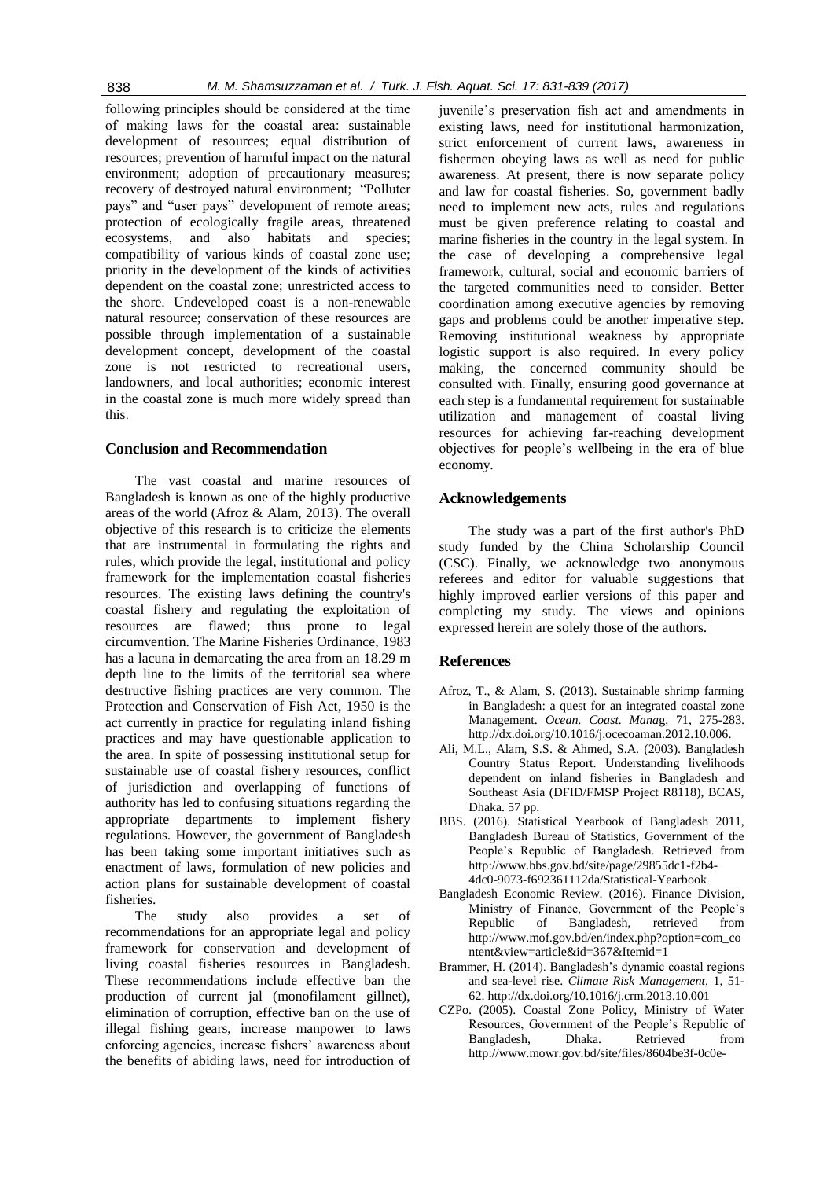following principles should be considered at the time of making laws for the coastal area: sustainable development of resources; equal distribution of resources; prevention of harmful impact on the natural environment; adoption of precautionary measures; recovery of destroyed natural environment; "Polluter pays" and "user pays" development of remote areas; protection of ecologically fragile areas, threatened ecosystems, and also habitats and species; compatibility of various kinds of coastal zone use; priority in the development of the kinds of activities dependent on the coastal zone; unrestricted access to the shore. Undeveloped coast is a non-renewable natural resource; conservation of these resources are possible through implementation of a sustainable development concept, development of the coastal zone is not restricted to recreational users, landowners, and local authorities; economic interest in the coastal zone is much more widely spread than this.

## Conclusion and Recommendation

The vast coastal and marine resources of Bangladesh is known as one of the highly productive areas of the world (Afroz & Alam, 2013). The overall objective of this research is to criticize the elements that are instrumental in formulating the rights and rules, which provide the legal, institutional and policy framework for the implementation coastal fisheries resources. The existing laws defining the country's coastal fishery and regulating the exploitation of resources are flawed; thus prone to legal circumvention. The Marine Fisheries Ordinance, 1983 has a lacuna in demarcating the area from an 18.29 m depth line to the limits of the territorial sea where destructive fishing practices are very common. The Protection and Conservation of Fish Act, 1950 is the act currently in practice for regulating inland fishing practices and may have questionable application to the area. In spite of possessing institutional setup for sustainable use of coastal fishery resources, conflict of jurisdiction and overlapping of functions of authority has led to confusing situations regarding the appropriate departments to implement fishery regulations. However, the government of Bangladesh has been taking some important initiatives such as enactment of laws, formulation of new policies and action plans for sustainable development of coastal fisheries.

The study also provides a set of recommendations for an appropriate legal and policy framework for conservation and development of living coastal fisheries resources in Bangladesh. These recommendations include effective ban the production of current jal (monofilament gillnet), elimination of corruption, effective ban on the use of illegal fishing gears, increase manpower to laws enforcing agencies, increase fishers' awareness about the benefits of abiding laws, need for introduction of juvenile's preservation fish act and amendments in existing laws, need for institutional harmonization, strict enforcement of current laws, awareness in fishermen obeying laws as well as need for public awareness. At present, there is now separate policy and law for coastal fisheries. So, government badly need to implement new acts, rules and regulations must be given preference relating to coastal and marine fisheries in the country in the legal system. In the case of developing a comprehensive legal framework, cultural, social and economic barriers of the targeted communities need to consider. Better coordination among executive agencies by removing gaps and problems could be another imperative step. Removing institutional weakness by appropriate logistic support is also required. In every policy making, the concerned community should be consulted with. Finally, ensuring good governance at each step is a fundamental requirement for sustainable utilization and management of coastal living resources for achieving far-reaching development objectives for people's wellbeing in the era of blue economy.

## Acknowledgements

The study was a part of the first author's PhD study funded by the China Scholarship Council (CSC). Finally, we acknowledge two anonymous referees and editor for valuable suggestions that highly improved earlier versions of this paper and completing my study. The views and opinions expressed herein are solely those of the authors.

## References

Afroz, T., & Alam, S. (2013). Sustainable shrimp farming in Bangladesh: a quest for an integrated coastal zone Management. *Ocean. Coast. Manag*, 71, 275-283. http://dx.doi.org/10.1016/j.ocecoaman.2012.10.006.

Ali, M.L., Alam, S.S. & Ahmed, S.A. (2003). Bangladesh Country Status Report. Understanding livelihoods dependent on inland fisheries in Bangladesh and Southeast Asia (DFID/FMSP Project R8118), BCAS, Dhaka. 57 pp.

BBS. (2016). Statistical Yearbook of Bangladesh 2011, Bangladesh Bureau of Statistics, Government of the People's Republic of Bangladesh. Retrieved from http://www.bbs.gov.bd/site/page/29855dc1-f2b4-4dc0-9073-f692361112da/Statistical-Yearbook

Bangladesh Economic Review. (2016). Finance Division, Ministry of Finance, Government of the People's Republic of Bangladesh, retrieved from http://www.mof.gov.bd/en/index.php?option=com_content&view=article&id=367&Itemid=1

Brammer, H. (2014). Bangladesh's dynamic coastal regions and sea-level rise. *Climate Risk Management*, 1, 51-62. http://dx.doi.org/10.1016/j.crm.2013.10.001

CZPo. (2005). Coastal Zone Policy, Ministry of Water Resources, Government of the People's Republic of Bangladesh, Dhaka. Retrieved from http://www.mowr.gov.bd/site/files/8604be3f-0c0e-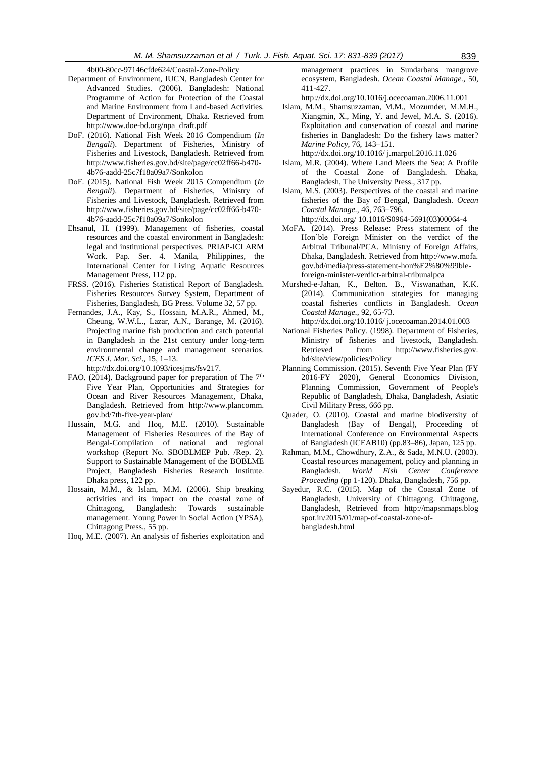4b00-80cc-97146cfde624/Coastal-Zone-Policy

Department of Environment, IUCN, Bangladesh Center for Advanced Studies. (2006). Bangladesh: National Programme of Action for Protection of the Coastal and Marine Environment from Land-based Activities. Department of Environment, Dhaka. Retrieved from http://www.doe-bd.org/npa_draft.pdf

DoF. (2016). National Fish Week 2016 Compendium (*In Bengali*). Department of Fisheries, Ministry of Fisheries and Livestock, Bangladesh. Retrieved from http://www.fisheries.gov.bd/site/page/cc02ff66-b470-4b76-aadd-25c7f18a09a7/Sonkolon

DoF. (2015). National Fish Week 2015 Compendium (*In Bengali*). Department of Fisheries, Ministry of Fisheries and Livestock, Bangladesh. Retrieved from http://www.fisheries.gov.bd/site/page/cc02ff66-b470-4b76-aadd-25c7f18a09a7/Sonkolon

Ehsanul, H. (1999). Management of fisheries, coastal resources and the coastal environment in Bangladesh: legal and institutional perspectives. PRIAP-ICLARM Work. Pap. Ser. 4. Manila, Philippines, the International Center for Living Aquatic Resources Management Press, 112 pp.

FRSS. (2016). Fisheries Statistical Report of Bangladesh. Fisheries Resources Survey System, Department of Fisheries, Bangladesh, BG Press. Volume 32, 57 pp.

Fernandes, J.A., Kay, S., Hossain, M.A.R., Ahmed, M., Cheung, W.W.L., Lazar, A.N., Barange, M. (2016). Projecting marine fish production and catch potential in Bangladesh in the 21st century under long-term environmental change and management scenarios. *ICES J. Mar. Sci*., 15, 1–13. http://dx.doi.org/10.1093/icesjms/fsv217.

FAO. (2014). Background paper for preparation of The 7th Five Year Plan, Opportunities and Strategies for Ocean and River Resources Management, Dhaka, Bangladesh. Retrieved from http://www.plancomm.gov.bd/7th-five-year-plan/

Hussain, M.G. and Hoq, M.E. (2010). Sustainable Management of Fisheries Resources of the Bay of Bengal-Compilation of national and regional workshop (Report No. SBOBLMEP Pub. /Rep. 2). Support to Sustainable Management of the BOBLME Project, Bangladesh Fisheries Research Institute. Dhaka press, 122 pp.

Hossain, M.M., & Islam, M.M. (2006). Ship breaking activities and its impact on the coastal zone of Chittagong, Bangladesh: Towards sustainable management. Young Power in Social Action (YPSA), Chittagong Press., 55 pp.

Hoq, M.E. (2007). An analysis of fisheries exploitation and management practices in Sundarbans mangrove ecosystem, Bangladesh. *Ocean Coastal Manage.*, 50, 411-427. http://dx.doi.org/10.1016/j.ocecoaman.2006.11.001

Islam, M.M., Shamsuzzaman, M.M., Mozumder, M.M.H., Xiangmin, X., Ming, Y. and Jewel, M.A. S. (2016). Exploitation and conservation of coastal and marine fisheries in Bangladesh: Do the fishery laws matter? *Marine Policy*, 76, 143–151. http://dx.doi.org/10.1016/ j.marpol.2016.11.026

Islam, M.R. (2004). Where Land Meets the Sea: A Profile of the Coastal Zone of Bangladesh. Dhaka, Bangladesh, The University Press., 317 pp.

Islam, M.S. (2003). Perspectives of the coastal and marine fisheries of the Bay of Bengal, Bangladesh. *Ocean Coastal Manage.*, 46, 763–796. http://dx.doi.org/ 10.1016/S0964-5691(03)00064-4

MoFA. (2014). Press Release: Press statement of the Hon'ble Foreign Minister on the verdict of the Arbitral Tribunal/PCA. Ministry of Foreign Affairs, Dhaka, Bangladesh. Retrieved from http://www.mofa.gov.bd/media/press-statement-hon%E2%80%99ble-foreign-minister-verdict-arbitral-tribunalpca

Murshed-e-Jahan, K., Belton. B., Viswanathan, K.K. (2014). Communication strategies for managing coastal fisheries conflicts in Bangladesh. *Ocean Coastal Manage.*, 92, 65-73. http://dx.doi.org/10.1016/ j.ocecoaman.2014.01.003

National Fisheries Policy. (1998). Department of Fisheries, Ministry of fisheries and livestock, Bangladesh. Retrieved from http://www.fisheries.gov.bd/site/view/policies/Policy

Planning Commission. (2015). Seventh Five Year Plan (FY 2016-FY 2020), General Economics Division, Planning Commission, Government of People's Republic of Bangladesh, Dhaka, Bangladesh, Asiatic Civil Military Press, 666 pp.

Quader, O. (2010). Coastal and marine biodiversity of Bangladesh (Bay of Bengal), Proceeding of International Conference on Environmental Aspects of Bangladesh (ICEAB10) (pp.83–86), Japan, 125 pp.

Rahman, M.M., Chowdhury, Z.A., & Sada, M.N.U. (2003). Coastal resources management, policy and planning in Bangladesh. *World Fish Center Conference Proceeding* (pp 1-120). Dhaka, Bangladesh, 756 pp.

Sayedur, R.C. (2015). Map of the Coastal Zone of Bangladesh, University of Chittagong. Chittagong, Bangladesh, Retrieved from http://mapsnmaps.blogspot.in/2015/01/map-of-coastal-zone-of-bangladesh.html